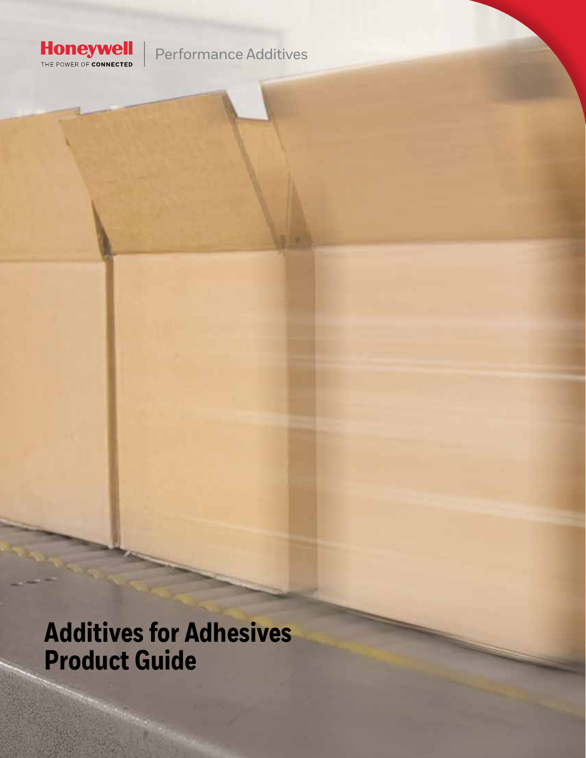Honeywell

THE POWER OF CONNECTED

Performance Additives

# Additives for Adhesives Product Guide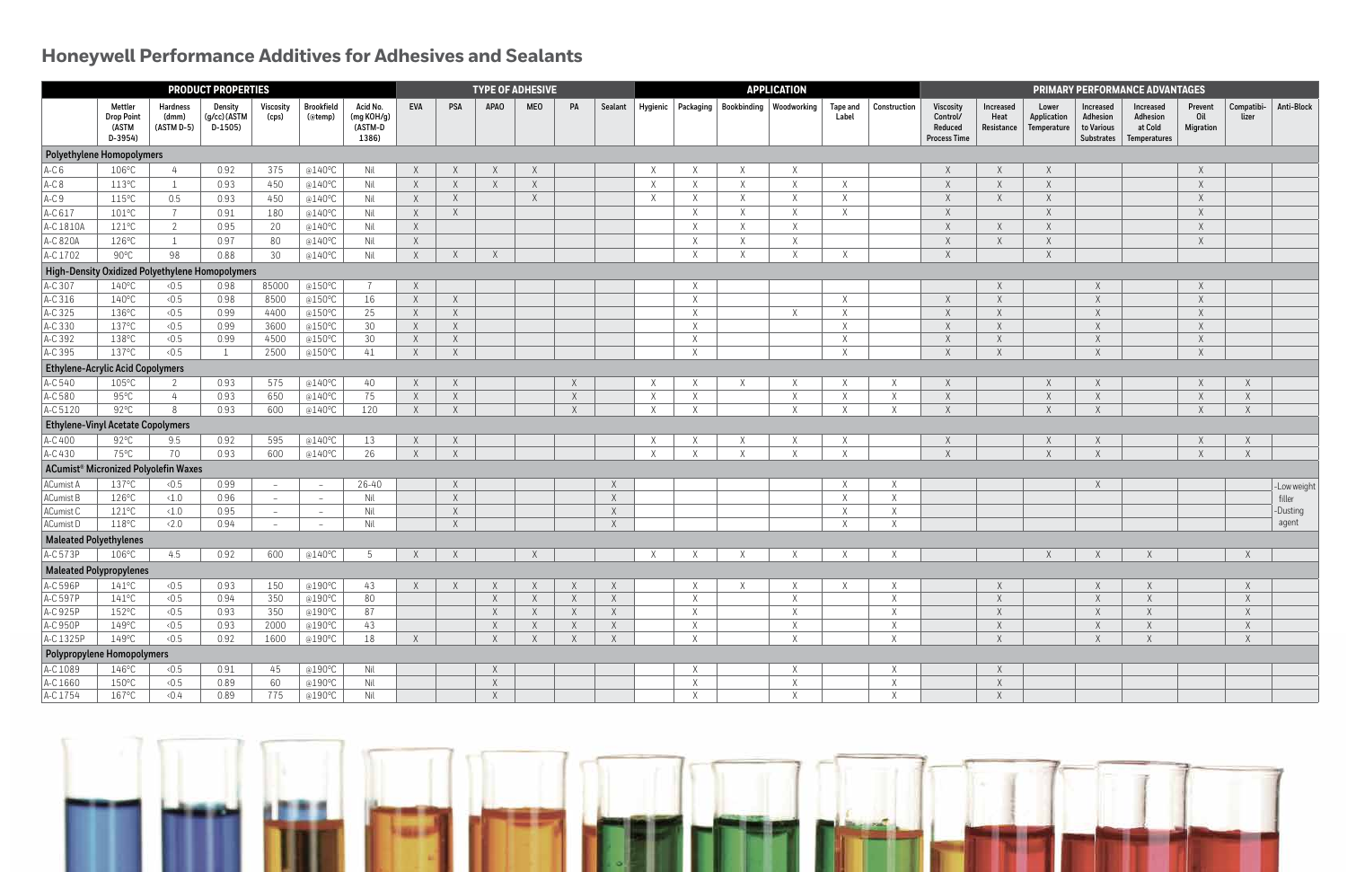# Honeywell Performance Additives for Adhesives and Sealants

| PRODUCT PROPERTIES | | | | | | | TYPE OF ADHESIVE | | | | | | APPLICATION | | | | | | PRIMARY PERFORMANCE ADVANTAGES | | | | | | | |
|---|---|---|---|---|---|---|---|---|---|---|---|---|---|---|---|---|---|---|---|---|---|---|---|---|---|---|
| | Mettler Drop Point (ASTM D-3954) | Hardness (dmm) (ASTM D-5) | Density (g/cc) (ASTM D-1505) | Viscosity (cps) | Brookfield (@temp) | Acid No. (mg KOH/g) (ASTM-D 1386) | EVA | PSA | APAO | MEO | PA | Sealant | Hygienic | Packaging | Bookbinding | Woodworking | Tape and Label | Construction | Viscosity Control/ Reduced Process Time | Increased Heat Resistance | Lower Application Temperature | Increased Adhesion to Various Substrates | Increased Adhesion at Cold Temperatures | Prevent Oil Migration | Compatibilizer | Anti-Block |
| **Polyethylene Homopolymers** | | | | | | | | | | | | | | | | | | | | | | | | | | |
| A-C 6 | 106°C | 4 | 0.92 | 375 | @140°C | Nil | X | X | X | X | | | X | X | X | X | | | X | X | X | | | X | | |
| A-C 8 | 113°C | 1 | 0.93 | 450 | @140°C | Nil | X | X | X | X | | | X | X | X | X | X | | X | X | X | | | X | | |
| A-C 9 | 115°C | 0.5 | 0.93 | 450 | @140°C | Nil | X | X | | X | | | X | X | X | X | X | | X | X | X | | | X | | |
| A-C 617 | 101°C | 7 | 0.91 | 180 | @140°C | Nil | X | X | | | | | | X | X | X | X | | X | | X | | | X | | |
| A-C 1810A | 121°C | 2 | 0.95 | 20 | @140°C | Nil | X | | | | | | | X | X | X | | | X | X | X | | | X | | |
| A-C 820A | 126°C | 1 | 0.97 | 80 | @140°C | Nil | X | | | | | | | X | X | X | | | X | X | X | | | X | | |
| A-C 1702 | 90°C | 98 | 0.88 | 30 | @140°C | Nil | X | X | X | | | | | X | X | X | X | | X | | X | | | | | |
| **High-Density Oxidized Polyethylene Homopolymers** | | | | | | | | | | | | | | | | | | | | | | | | | | |
| A-C 307 | 140°C | <0.5 | 0.98 | 85000 | @150°C | 7 | X | | | | | | | X | | | | | | X | | X | | X | | |
| A-C 316 | 140°C | <0.5 | 0.98 | 8500 | @150°C | 16 | X | X | | | | | | X | | | X | | X | X | | X | | X | | |
| A-C 325 | 136°C | <0.5 | 0.99 | 4400 | @150°C | 25 | X | X | | | | | | X | | X | X | | X | X | | X | | X | | |
| A-C 330 | 137°C | <0.5 | 0.99 | 3600 | @150°C | 30 | X | X | | | | | | X | | | X | | X | X | | X | | X | | |
| A-C 392 | 138°C | <0.5 | 0.99 | 4500 | @150°C | 30 | X | X | | | | | | X | | | X | | X | X | | X | | X | | |
| A-C 395 | 137°C | <0.5 | 1 | 2500 | @150°C | 41 | X | X | | | | | | X | | | X | | X | X | | X | | X | | |
| **Ethylene-Acrylic Acid Copolymers** | | | | | | | | | | | | | | | | | | | | | | | | | | |
| A-C 540 | 105°C | 2 | 0.93 | 575 | @140°C | 40 | X | X | | | X | | X | X | X | X | X | X | X | | X | X | | X | X | |
| A-C 580 | 95°C | 4 | 0.93 | 650 | @140°C | 75 | X | X | | | X | | X | X | | X | X | X | X | | X | X | | X | X | |
| A-C 5120 | 92°C | 8 | 0.93 | 600 | @140°C | 120 | X | X | | | X | | X | X | | X | X | X | X | | X | X | | X | X | |
| **Ethylene-Vinyl Acetate Copolymers** | | | | | | | | | | | | | | | | | | | | | | | | | | |
| A-C 400 | 92°C | 9.5 | 0.92 | 595 | @140°C | 13 | X | X | | | | | X | X | X | X | X | | X | | X | X | | X | X | |
| A-C 430 | 75°C | 70 | 0.93 | 600 | @140°C | 26 | X | X | | | | | X | X | X | X | X | | X | | X | X | | X | X | |
| **ACumist® Micronized Polyolefin Waxes** | | | | | | | | | | | | | | | | | | | | | | | | | | |
| ACumist A | 137°C | <0.5 | 0.99 | – | – | 26-40 | | X | | | | X | | | | | X | X | | | | X | | | | -Low weight filler -Dusting agent |
| ACumist B | 126°C | <1.0 | 0.96 | – | – | Nil | | X | | | | X | | | | | X | X | | | | | | | | |
| ACumist C | 121°C | <1.0 | 0.95 | – | – | Nil | | X | | | | X | | | | | X | X | | | | | | | | |
| ACumist D | 118°C | <2.0 | 0.94 | – | – | Nil | | X | | | | X | | | | | X | X | | | | | | | | |
| **Maleated Polyethylenes** | | | | | | | | | | | | | | | | | | | | | | | | | | |
| A-C 573P | 106°C | 4.5 | 0.92 | 600 | @140°C | 5 | X | X | | X | | | X | X | X | X | X | X | | | X | X | X | | X | |
| **Maleated Polypropylenes** | | | | | | | | | | | | | | | | | | | | | | | | | | |
| A-C 596P | 141°C | <0.5 | 0.93 | 150 | @190°C | 43 | X | X | X | X | X | X | | X | X | X | X | X | | X | | X | X | | X | |
| A-C 597P | 141°C | <0.5 | 0.94 | 350 | @190°C | 80 | | | X | X | X | X | | X | | X | | X | | X | | X | X | | X | |
| A-C 925P | 152°C | <0.5 | 0.93 | 350 | @190°C | 87 | | | X | X | X | X | | X | | X | | X | | X | | X | X | | X | |
| A-C 950P | 149°C | <0.5 | 0.93 | 2000 | @190°C | 43 | | | X | X | X | X | | X | | X | | X | | X | | X | X | | X | |
| A-C 1325P | 149°C | <0.5 | 0.92 | 1600 | @190°C | 18 | X | | X | X | X | X | | X | | X | | X | | X | | X | X | | X | |
| **Polypropylene Homopolymers** | | | | | | | | | | | | | | | | | | | | | | | | | | |
| A-C 1089 | 146°C | <0.5 | 0.91 | 45 | @190°C | Nil | | | X | | | | | X | | X | | X | | X | | | | | | |
| A-C 1660 | 150°C | <0.5 | 0.89 | 60 | @190°C | Nil | | | X | | | | | X | | X | | X | | X | | | | | | |
| A-C 1754 | 167°C | <0.4 | 0.89 | 775 | @190°C | Nil | | | X | | | | | X | | X | | X | | X | | | | | | |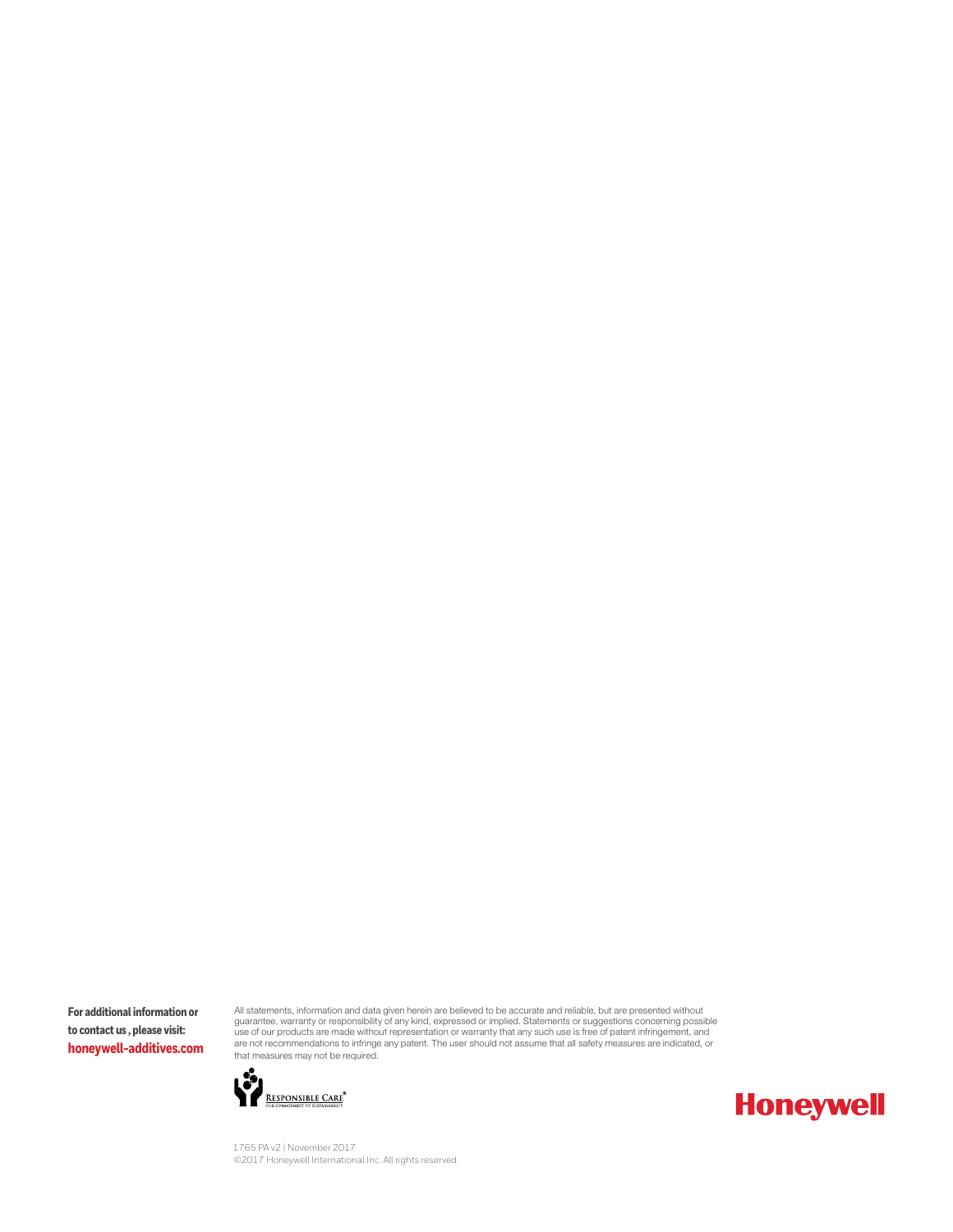**For additional information or to contact us , please visit:**
**honeywell-additives.com**

All statements, information and data given herein are believed to be accurate and reliable, but are presented without guarantee, warranty or responsibility of any kind, expressed or implied. Statements or suggestions concerning possible use of our products are made without representation or warranty that any such use is free of patent infringement, and are not recommendations to infringe any patent. The user should not assume that all safety measures are indicated, or that measures may not be required.

Responsible Care®
OUR COMMITMENT TO SUSTAINABILITY

Honeywell

1765 PA v2 | November 2017
©2017 Honeywell International Inc. All rights reserved.